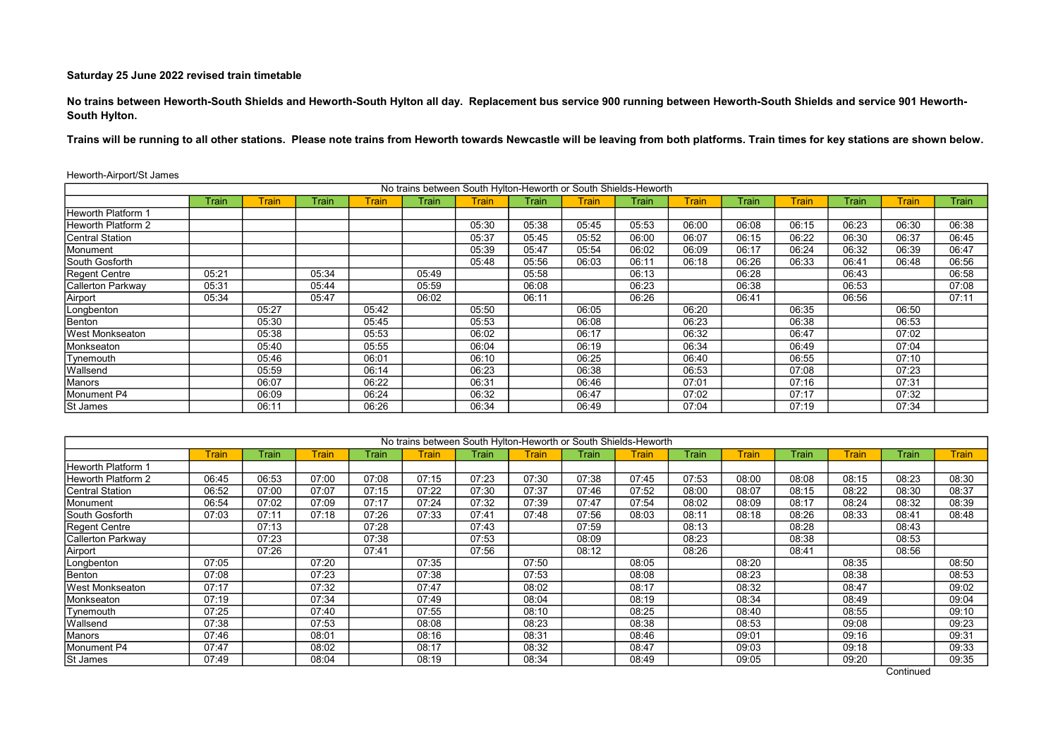**Saturday 25 June 2022 revised train timetable**

**No trains between Heworth-South Shields and Heworth-South Hylton all day. Replacement bus service 900 running between Heworth-South Shields and service 901 Heworth-South Hylton.**

**Trains will be running to all other stations. Please note trains from Heworth towards Newcastle will be leaving from both platforms. Train times for key stations are shown below.**

Heworth-Airport/St James

| No trains between South Hylton-Heworth or South Shields-Heworth | | | | | | | | | | | | | | | |
|---|---|---|---|---|---|---|---|---|---|---|---|---|---|---|---|
| | Train | Train | Train | Train | Train | Train | Train | Train | Train | Train | Train | Train | Train | Train | Train |
| Heworth Platform 1 | | | | | | | | | | | | | | | |
| Heworth Platform 2 | | | | | | 05:30 | 05:38 | 05:45 | 05:53 | 06:00 | 06:08 | 06:15 | 06:23 | 06:30 | 06:38 |
| Central Station | | | | | | 05:37 | 05:45 | 05:52 | 06:00 | 06:07 | 06:15 | 06:22 | 06:30 | 06:37 | 06:45 |
| Monument | | | | | | 05:39 | 05:47 | 05:54 | 06:02 | 06:09 | 06:17 | 06:24 | 06:32 | 06:39 | 06:47 |
| South Gosforth | | | | | | 05:48 | 05:56 | 06:03 | 06:11 | 06:18 | 06:26 | 06:33 | 06:41 | 06:48 | 06:56 |
| Regent Centre | 05:21 | | 05:34 | | 05:49 | | 05:58 | | 06:13 | | 06:28 | | 06:43 | | 06:58 |
| Callerton Parkway | 05:31 | | 05:44 | | 05:59 | | 06:08 | | 06:23 | | 06:38 | | 06:53 | | 07:08 |
| Airport | 05:34 | | 05:47 | | 06:02 | | 06:11 | | 06:26 | | 06:41 | | 06:56 | | 07:11 |
| Longbenton | | 05:27 | | 05:42 | | 05:50 | | 06:05 | | 06:20 | | 06:35 | | 06:50 | |
| Benton | | 05:30 | | 05:45 | | 05:53 | | 06:08 | | 06:23 | | 06:38 | | 06:53 | |
| West Monkseaton | | 05:38 | | 05:53 | | 06:02 | | 06:17 | | 06:32 | | 06:47 | | 07:02 | |
| Monkseaton | | 05:40 | | 05:55 | | 06:04 | | 06:19 | | 06:34 | | 06:49 | | 07:04 | |
| Tynemouth | | 05:46 | | 06:01 | | 06:10 | | 06:25 | | 06:40 | | 06:55 | | 07:10 | |
| Wallsend | | 05:59 | | 06:14 | | 06:23 | | 06:38 | | 06:53 | | 07:08 | | 07:23 | |
| Manors | | 06:07 | | 06:22 | | 06:31 | | 06:46 | | 07:01 | | 07:16 | | 07:31 | |
| Monument P4 | | 06:09 | | 06:24 | | 06:32 | | 06:47 | | 07:02 | | 07:17 | | 07:32 | |
| St James | | 06:11 | | 06:26 | | 06:34 | | 06:49 | | 07:04 | | 07:19 | | 07:34 | |

| No trains between South Hylton-Heworth or South Shields-Heworth | | | | | | | | | | | | | | | |
|---|---|---|---|---|---|---|---|---|---|---|---|---|---|---|---|
| | Train | Train | Train | Train | Train | Train | Train | Train | Train | Train | Train | Train | Train | Train | Train |
| Heworth Platform 1 | | | | | | | | | | | | | | | |
| Heworth Platform 2 | 06:45 | 06:53 | 07:00 | 07:08 | 07:15 | 07:23 | 07:30 | 07:38 | 07:45 | 07:53 | 08:00 | 08:08 | 08:15 | 08:23 | 08:30 |
| Central Station | 06:52 | 07:00 | 07:07 | 07:15 | 07:22 | 07:30 | 07:37 | 07:46 | 07:52 | 08:00 | 08:07 | 08:15 | 08:22 | 08:30 | 08:37 |
| Monument | 06:54 | 07:02 | 07:09 | 07:17 | 07:24 | 07:32 | 07:39 | 07:47 | 07:54 | 08:02 | 08:09 | 08:17 | 08:24 | 08:32 | 08:39 |
| South Gosforth | 07:03 | 07:11 | 07:18 | 07:26 | 07:33 | 07:41 | 07:48 | 07:56 | 08:03 | 08:11 | 08:18 | 08:26 | 08:33 | 08:41 | 08:48 |
| Regent Centre | | 07:13 | | 07:28 | | 07:43 | | 07:59 | | 08:13 | | 08:28 | | 08:43 | |
| Callerton Parkway | | 07:23 | | 07:38 | | 07:53 | | 08:09 | | 08:23 | | 08:38 | | 08:53 | |
| Airport | | 07:26 | | 07:41 | | 07:56 | | 08:12 | | 08:26 | | 08:41 | | 08:56 | |
| Longbenton | 07:05 | | 07:20 | | 07:35 | | 07:50 | | 08:05 | | 08:20 | | 08:35 | | 08:50 |
| Benton | 07:08 | | 07:23 | | 07:38 | | 07:53 | | 08:08 | | 08:23 | | 08:38 | | 08:53 |
| West Monkseaton | 07:17 | | 07:32 | | 07:47 | | 08:02 | | 08:17 | | 08:32 | | 08:47 | | 09:02 |
| Monkseaton | 07:19 | | 07:34 | | 07:49 | | 08:04 | | 08:19 | | 08:34 | | 08:49 | | 09:04 |
| Tynemouth | 07:25 | | 07:40 | | 07:55 | | 08:10 | | 08:25 | | 08:40 | | 08:55 | | 09:10 |
| Wallsend | 07:38 | | 07:53 | | 08:08 | | 08:23 | | 08:38 | | 08:53 | | 09:08 | | 09:23 |
| Manors | 07:46 | | 08:01 | | 08:16 | | 08:31 | | 08:46 | | 09:01 | | 09:16 | | 09:31 |
| Monument P4 | 07:47 | | 08:02 | | 08:17 | | 08:32 | | 08:47 | | 09:03 | | 09:18 | | 09:33 |
| St James | 07:49 | | 08:04 | | 08:19 | | 08:34 | | 08:49 | | 09:05 | | 09:20 | | 09:35 |

Continued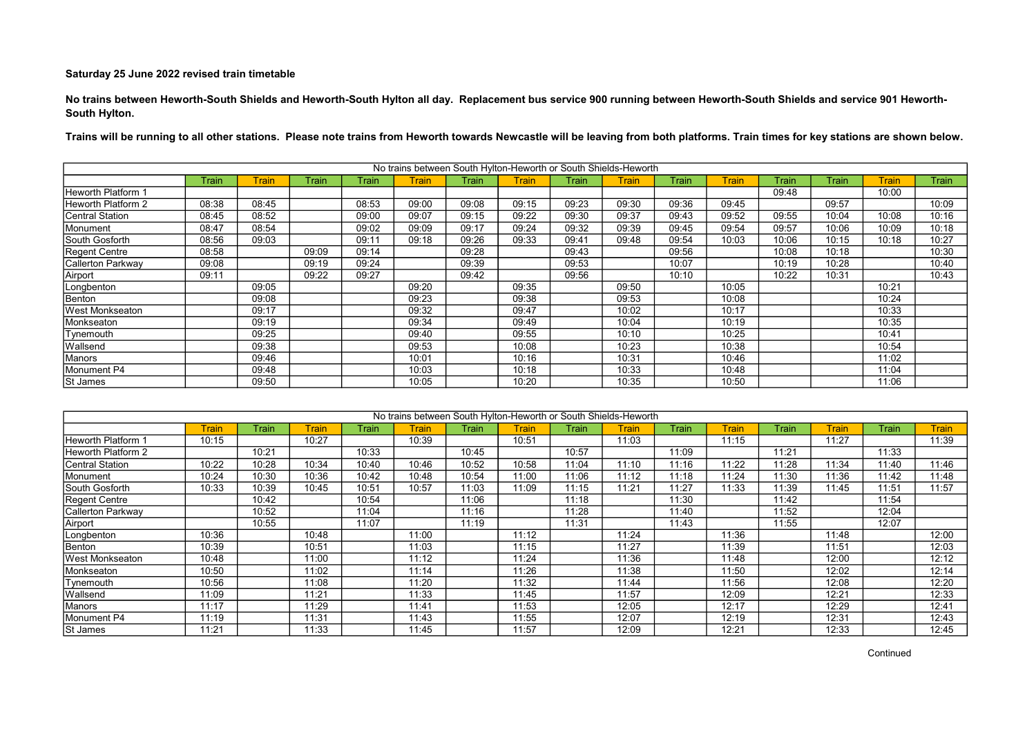**Saturday 25 June 2022 revised train timetable**

**No trains between Heworth-South Shields and Heworth-South Hylton all day. Replacement bus service 900 running between Heworth-South Shields and service 901 Heworth-South Hylton.**

**Trains will be running to all other stations. Please note trains from Heworth towards Newcastle will be leaving from both platforms. Train times for key stations are shown below.**

| No trains between South Hylton-Heworth or South Shields-Heworth | | | | | | | | | | | | | | | |
|---|---|---|---|---|---|---|---|---|---|---|---|---|---|---|---|
| | Train | Train | Train | Train | Train | Train | Train | Train | Train | Train | Train | Train | Train | Train | Train |
| Heworth Platform 1 | | | | | | | | | | | | 09:48 | | 10:00 | |
| Heworth Platform 2 | 08:38 | 08:45 | | 08:53 | 09:00 | 09:08 | 09:15 | 09:23 | 09:30 | 09:36 | 09:45 | | 09:57 | | 10:09 |
| Central Station | 08:45 | 08:52 | | 09:00 | 09:07 | 09:15 | 09:22 | 09:30 | 09:37 | 09:43 | 09:52 | 09:55 | 10:04 | 10:08 | 10:16 |
| Monument | 08:47 | 08:54 | | 09:02 | 09:09 | 09:17 | 09:24 | 09:32 | 09:39 | 09:45 | 09:54 | 09:57 | 10:06 | 10:09 | 10:18 |
| South Gosforth | 08:56 | 09:03 | | 09:11 | 09:18 | 09:26 | 09:33 | 09:41 | 09:48 | 09:54 | 10:03 | 10:06 | 10:15 | 10:18 | 10:27 |
| Regent Centre | 08:58 | | 09:09 | 09:14 | | 09:28 | | 09:43 | | 09:56 | | 10:08 | 10:18 | | 10:30 |
| Callerton Parkway | 09:08 | | 09:19 | 09:24 | | 09:39 | | 09:53 | | 10:07 | | 10:19 | 10:28 | | 10:40 |
| Airport | 09:11 | | 09:22 | 09:27 | | 09:42 | | 09:56 | | 10:10 | | 10:22 | 10:31 | | 10:43 |
| Longbenton | | 09:05 | | | 09:20 | | 09:35 | | 09:50 | | 10:05 | | | 10:21 | |
| Benton | | 09:08 | | | 09:23 | | 09:38 | | 09:53 | | 10:08 | | | 10:24 | |
| West Monkseaton | | 09:17 | | | 09:32 | | 09:47 | | 10:02 | | 10:17 | | | 10:33 | |
| Monkseaton | | 09:19 | | | 09:34 | | 09:49 | | 10:04 | | 10:19 | | | 10:35 | |
| Tynemouth | | 09:25 | | | 09:40 | | 09:55 | | 10:10 | | 10:25 | | | 10:41 | |
| Wallsend | | 09:38 | | | 09:53 | | 10:08 | | 10:23 | | 10:38 | | | 10:54 | |
| Manors | | 09:46 | | | 10:01 | | 10:16 | | 10:31 | | 10:46 | | | 11:02 | |
| Monument P4 | | 09:48 | | | 10:03 | | 10:18 | | 10:33 | | 10:48 | | | 11:04 | |
| St James | | 09:50 | | | 10:05 | | 10:20 | | 10:35 | | 10:50 | | | 11:06 | |

| No trains between South Hylton-Heworth or South Shields-Heworth | | | | | | | | | | | | | | | |
|---|---|---|---|---|---|---|---|---|---|---|---|---|---|---|---|
| | Train | Train | Train | Train | Train | Train | Train | Train | Train | Train | Train | Train | Train | Train | Train |
| Heworth Platform 1 | 10:15 | | 10:27 | | 10:39 | | 10:51 | | 11:03 | | 11:15 | | 11:27 | | 11:39 |
| Heworth Platform 2 | | 10:21 | | 10:33 | | 10:45 | | 10:57 | | 11:09 | | 11:21 | | 11:33 | |
| Central Station | 10:22 | 10:28 | 10:34 | 10:40 | 10:46 | 10:52 | 10:58 | 11:04 | 11:10 | 11:16 | 11:22 | 11:28 | 11:34 | 11:40 | 11:46 |
| Monument | 10:24 | 10:30 | 10:36 | 10:42 | 10:48 | 10:54 | 11:00 | 11:06 | 11:12 | 11:18 | 11:24 | 11:30 | 11:36 | 11:42 | 11:48 |
| South Gosforth | 10:33 | 10:39 | 10:45 | 10:51 | 10:57 | 11:03 | 11:09 | 11:15 | 11:21 | 11:27 | 11:33 | 11:39 | 11:45 | 11:51 | 11:57 |
| Regent Centre | | 10:42 | | 10:54 | | 11:06 | | 11:18 | | 11:30 | | 11:42 | | 11:54 | |
| Callerton Parkway | | 10:52 | | 11:04 | | 11:16 | | 11:28 | | 11:40 | | 11:52 | | 12:04 | |
| Airport | | 10:55 | | 11:07 | | 11:19 | | 11:31 | | 11:43 | | 11:55 | | 12:07 | |
| Longbenton | 10:36 | | 10:48 | | 11:00 | | 11:12 | | 11:24 | | 11:36 | | 11:48 | | 12:00 |
| Benton | 10:39 | | 10:51 | | 11:03 | | 11:15 | | 11:27 | | 11:39 | | 11:51 | | 12:03 |
| West Monkseaton | 10:48 | | 11:00 | | 11:12 | | 11:24 | | 11:36 | | 11:48 | | 12:00 | | 12:12 |
| Monkseaton | 10:50 | | 11:02 | | 11:14 | | 11:26 | | 11:38 | | 11:50 | | 12:02 | | 12:14 |
| Tynemouth | 10:56 | | 11:08 | | 11:20 | | 11:32 | | 11:44 | | 11:56 | | 12:08 | | 12:20 |
| Wallsend | 11:09 | | 11:21 | | 11:33 | | 11:45 | | 11:57 | | 12:09 | | 12:21 | | 12:33 |
| Manors | 11:17 | | 11:29 | | 11:41 | | 11:53 | | 12:05 | | 12:17 | | 12:29 | | 12:41 |
| Monument P4 | 11:19 | | 11:31 | | 11:43 | | 11:55 | | 12:07 | | 12:19 | | 12:31 | | 12:43 |
| St James | 11:21 | | 11:33 | | 11:45 | | 11:57 | | 12:09 | | 12:21 | | 12:33 | | 12:45 |

Continued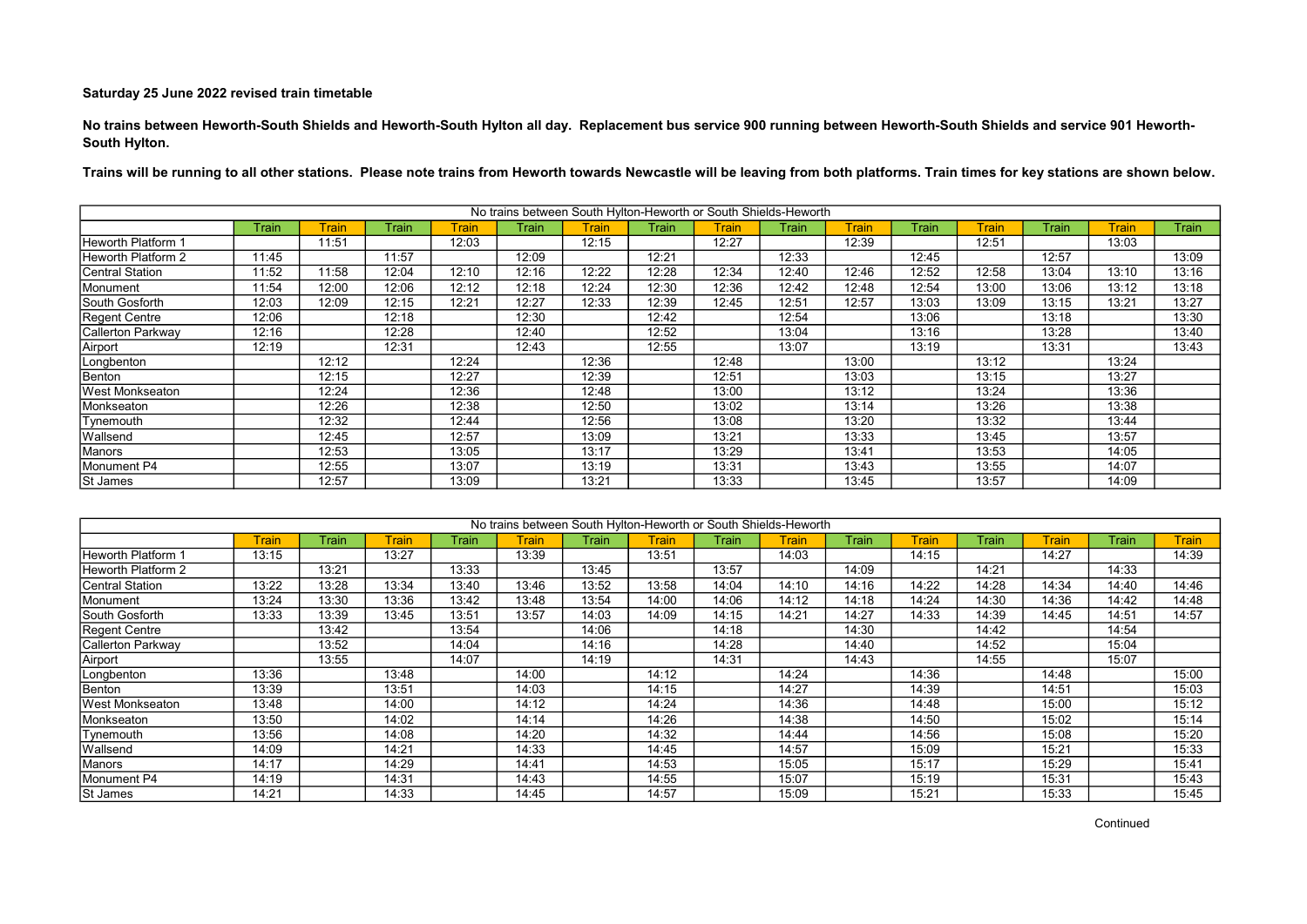**Saturday 25 June 2022 revised train timetable**

**No trains between Heworth-South Shields and Heworth-South Hylton all day. Replacement bus service 900 running between Heworth-South Shields and service 901 Heworth-South Hylton.**

**Trains will be running to all other stations. Please note trains from Heworth towards Newcastle will be leaving from both platforms. Train times for key stations are shown below.**

| No trains between South Hylton-Heworth or South Shields-Heworth | | | | | | | | | | | | | | | |
|---|---|---|---|---|---|---|---|---|---|---|---|---|---|---|---|
| | Train | Train | Train | Train | Train | Train | Train | Train | Train | Train | Train | Train | Train | Train | Train |
| Heworth Platform 1 | | 11:51 | | 12:03 | | 12:15 | | 12:27 | | 12:39 | | 12:51 | | 13:03 | |
| Heworth Platform 2 | 11:45 | | 11:57 | | 12:09 | | 12:21 | | 12:33 | | 12:45 | | 12:57 | | 13:09 |
| Central Station | 11:52 | 11:58 | 12:04 | 12:10 | 12:16 | 12:22 | 12:28 | 12:34 | 12:40 | 12:46 | 12:52 | 12:58 | 13:04 | 13:10 | 13:16 |
| Monument | 11:54 | 12:00 | 12:06 | 12:12 | 12:18 | 12:24 | 12:30 | 12:36 | 12:42 | 12:48 | 12:54 | 13:00 | 13:06 | 13:12 | 13:18 |
| South Gosforth | 12:03 | 12:09 | 12:15 | 12:21 | 12:27 | 12:33 | 12:39 | 12:45 | 12:51 | 12:57 | 13:03 | 13:09 | 13:15 | 13:21 | 13:27 |
| Regent Centre | 12:06 | | 12:18 | | 12:30 | | 12:42 | | 12:54 | | 13:06 | | 13:18 | | 13:30 |
| Callerton Parkway | 12:16 | | 12:28 | | 12:40 | | 12:52 | | 13:04 | | 13:16 | | 13:28 | | 13:40 |
| Airport | 12:19 | | 12:31 | | 12:43 | | 12:55 | | 13:07 | | 13:19 | | 13:31 | | 13:43 |
| Longbenton | | 12:12 | | 12:24 | | 12:36 | | 12:48 | | 13:00 | | 13:12 | | 13:24 | |
| Benton | | 12:15 | | 12:27 | | 12:39 | | 12:51 | | 13:03 | | 13:15 | | 13:27 | |
| West Monkseaton | | 12:24 | | 12:36 | | 12:48 | | 13:00 | | 13:12 | | 13:24 | | 13:36 | |
| Monkseaton | | 12:26 | | 12:38 | | 12:50 | | 13:02 | | 13:14 | | 13:26 | | 13:38 | |
| Tynemouth | | 12:32 | | 12:44 | | 12:56 | | 13:08 | | 13:20 | | 13:32 | | 13:44 | |
| Wallsend | | 12:45 | | 12:57 | | 13:09 | | 13:21 | | 13:33 | | 13:45 | | 13:57 | |
| Manors | | 12:53 | | 13:05 | | 13:17 | | 13:29 | | 13:41 | | 13:53 | | 14:05 | |
| Monument P4 | | 12:55 | | 13:07 | | 13:19 | | 13:31 | | 13:43 | | 13:55 | | 14:07 | |
| St James | | 12:57 | | 13:09 | | 13:21 | | 13:33 | | 13:45 | | 13:57 | | 14:09 | |

| No trains between South Hylton-Heworth or South Shields-Heworth | | | | | | | | | | | | | | | |
|---|---|---|---|---|---|---|---|---|---|---|---|---|---|---|---|
| | Train | Train | Train | Train | Train | Train | Train | Train | Train | Train | Train | Train | Train | Train | Train |
| Heworth Platform 1 | 13:15 | | 13:27 | | 13:39 | | 13:51 | | 14:03 | | 14:15 | | 14:27 | | 14:39 |
| Heworth Platform 2 | | 13:21 | | 13:33 | | 13:45 | | 13:57 | | 14:09 | | 14:21 | | 14:33 | |
| Central Station | 13:22 | 13:28 | 13:34 | 13:40 | 13:46 | 13:52 | 13:58 | 14:04 | 14:10 | 14:16 | 14:22 | 14:28 | 14:34 | 14:40 | 14:46 |
| Monument | 13:24 | 13:30 | 13:36 | 13:42 | 13:48 | 13:54 | 14:00 | 14:06 | 14:12 | 14:18 | 14:24 | 14:30 | 14:36 | 14:42 | 14:48 |
| South Gosforth | 13:33 | 13:39 | 13:45 | 13:51 | 13:57 | 14:03 | 14:09 | 14:15 | 14:21 | 14:27 | 14:33 | 14:39 | 14:45 | 14:51 | 14:57 |
| Regent Centre | | 13:42 | | 13:54 | | 14:06 | | 14:18 | | 14:30 | | 14:42 | | 14:54 | |
| Callerton Parkway | | 13:52 | | 14:04 | | 14:16 | | 14:28 | | 14:40 | | 14:52 | | 15:04 | |
| Airport | | 13:55 | | 14:07 | | 14:19 | | 14:31 | | 14:43 | | 14:55 | | 15:07 | |
| Longbenton | 13:36 | | 13:48 | | 14:00 | | 14:12 | | 14:24 | | 14:36 | | 14:48 | | 15:00 |
| Benton | 13:39 | | 13:51 | | 14:03 | | 14:15 | | 14:27 | | 14:39 | | 14:51 | | 15:03 |
| West Monkseaton | 13:48 | | 14:00 | | 14:12 | | 14:24 | | 14:36 | | 14:48 | | 15:00 | | 15:12 |
| Monkseaton | 13:50 | | 14:02 | | 14:14 | | 14:26 | | 14:38 | | 14:50 | | 15:02 | | 15:14 |
| Tynemouth | 13:56 | | 14:08 | | 14:20 | | 14:32 | | 14:44 | | 14:56 | | 15:08 | | 15:20 |
| Wallsend | 14:09 | | 14:21 | | 14:33 | | 14:45 | | 14:57 | | 15:09 | | 15:21 | | 15:33 |
| Manors | 14:17 | | 14:29 | | 14:41 | | 14:53 | | 15:05 | | 15:17 | | 15:29 | | 15:41 |
| Monument P4 | 14:19 | | 14:31 | | 14:43 | | 14:55 | | 15:07 | | 15:19 | | 15:31 | | 15:43 |
| St James | 14:21 | | 14:33 | | 14:45 | | 14:57 | | 15:09 | | 15:21 | | 15:33 | | 15:45 |

Continued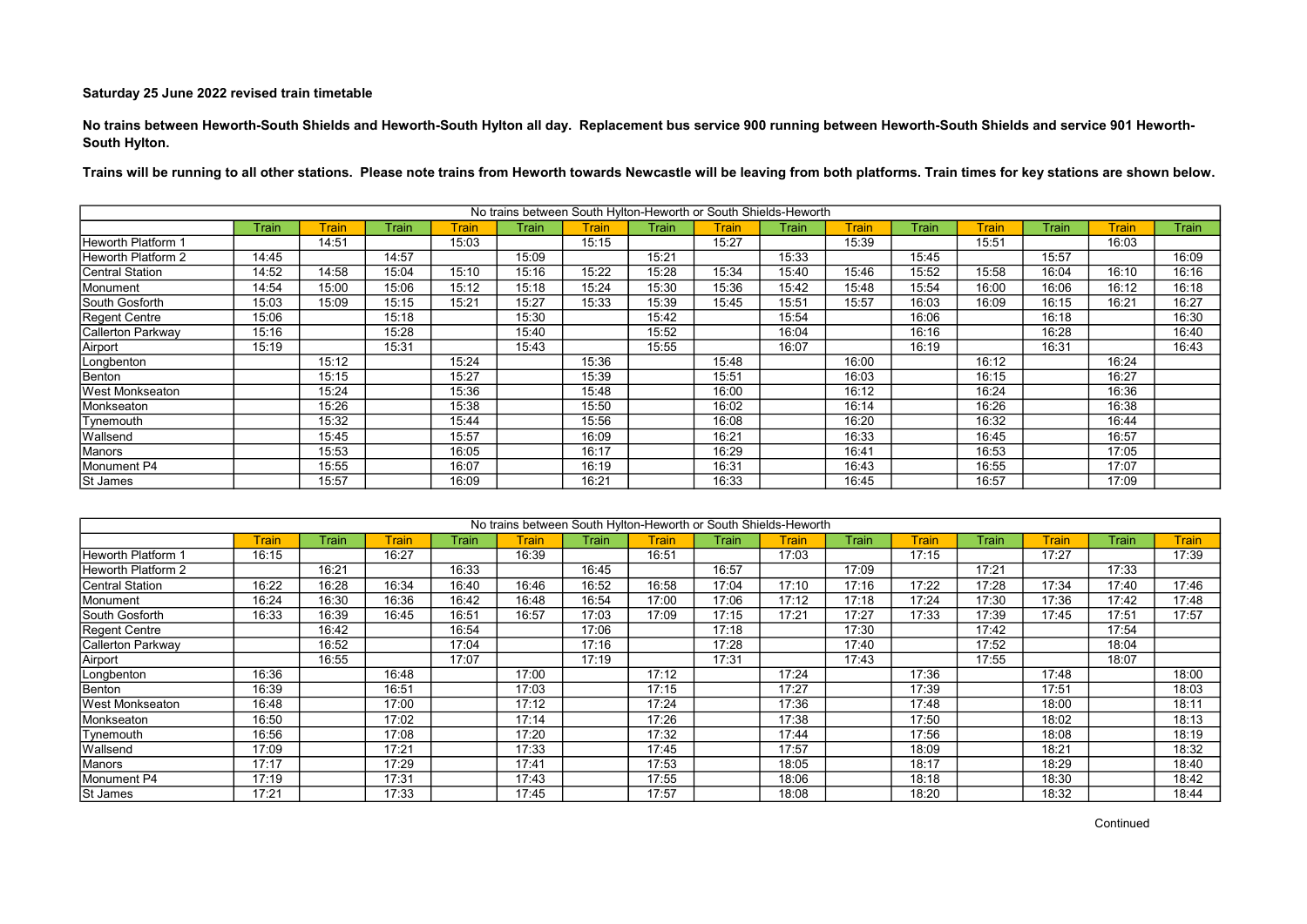**Saturday 25 June 2022 revised train timetable**

**No trains between Heworth-South Shields and Heworth-South Hylton all day. Replacement bus service 900 running between Heworth-South Shields and service 901 Heworth-South Hylton.**

**Trains will be running to all other stations. Please note trains from Heworth towards Newcastle will be leaving from both platforms. Train times for key stations are shown below.**

| No trains between South Hylton-Heworth or South Shields-Heworth | | | | | | | | | | | | | | | |
|---|---|---|---|---|---|---|---|---|---|---|---|---|---|---|---|
| | Train | Train | Train | Train | Train | Train | Train | Train | Train | Train | Train | Train | Train | Train | Train |
| Heworth Platform 1 | | 14:51 | | 15:03 | | 15:15 | | 15:27 | | 15:39 | | 15:51 | | 16:03 | |
| Heworth Platform 2 | 14:45 | | 14:57 | | 15:09 | | 15:21 | | 15:33 | | 15:45 | | 15:57 | | 16:09 |
| Central Station | 14:52 | 14:58 | 15:04 | 15:10 | 15:16 | 15:22 | 15:28 | 15:34 | 15:40 | 15:46 | 15:52 | 15:58 | 16:04 | 16:10 | 16:16 |
| Monument | 14:54 | 15:00 | 15:06 | 15:12 | 15:18 | 15:24 | 15:30 | 15:36 | 15:42 | 15:48 | 15:54 | 16:00 | 16:06 | 16:12 | 16:18 |
| South Gosforth | 15:03 | 15:09 | 15:15 | 15:21 | 15:27 | 15:33 | 15:39 | 15:45 | 15:51 | 15:57 | 16:03 | 16:09 | 16:15 | 16:21 | 16:27 |
| Regent Centre | 15:06 | | 15:18 | | 15:30 | | 15:42 | | 15:54 | | 16:06 | | 16:18 | | 16:30 |
| Callerton Parkway | 15:16 | | 15:28 | | 15:40 | | 15:52 | | 16:04 | | 16:16 | | 16:28 | | 16:40 |
| Airport | 15:19 | | 15:31 | | 15:43 | | 15:55 | | 16:07 | | 16:19 | | 16:31 | | 16:43 |
| Longbenton | | 15:12 | | 15:24 | | 15:36 | | 15:48 | | 16:00 | | 16:12 | | 16:24 | |
| Benton | | 15:15 | | 15:27 | | 15:39 | | 15:51 | | 16:03 | | 16:15 | | 16:27 | |
| West Monkseaton | | 15:24 | | 15:36 | | 15:48 | | 16:00 | | 16:12 | | 16:24 | | 16:36 | |
| Monkseaton | | 15:26 | | 15:38 | | 15:50 | | 16:02 | | 16:14 | | 16:26 | | 16:38 | |
| Tynemouth | | 15:32 | | 15:44 | | 15:56 | | 16:08 | | 16:20 | | 16:32 | | 16:44 | |
| Wallsend | | 15:45 | | 15:57 | | 16:09 | | 16:21 | | 16:33 | | 16:45 | | 16:57 | |
| Manors | | 15:53 | | 16:05 | | 16:17 | | 16:29 | | 16:41 | | 16:53 | | 17:05 | |
| Monument P4 | | 15:55 | | 16:07 | | 16:19 | | 16:31 | | 16:43 | | 16:55 | | 17:07 | |
| St James | | 15:57 | | 16:09 | | 16:21 | | 16:33 | | 16:45 | | 16:57 | | 17:09 | |

| No trains between South Hylton-Heworth or South Shields-Heworth | | | | | | | | | | | | | | | |
|---|---|---|---|---|---|---|---|---|---|---|---|---|---|---|---|
| | Train | Train | Train | Train | Train | Train | Train | Train | Train | Train | Train | Train | Train | Train | Train |
| Heworth Platform 1 | 16:15 | | 16:27 | | 16:39 | | 16:51 | | 17:03 | | 17:15 | | 17:27 | | 17:39 |
| Heworth Platform 2 | | 16:21 | | 16:33 | | 16:45 | | 16:57 | | 17:09 | | 17:21 | | 17:33 | |
| Central Station | 16:22 | 16:28 | 16:34 | 16:40 | 16:46 | 16:52 | 16:58 | 17:04 | 17:10 | 17:16 | 17:22 | 17:28 | 17:34 | 17:40 | 17:46 |
| Monument | 16:24 | 16:30 | 16:36 | 16:42 | 16:48 | 16:54 | 17:00 | 17:06 | 17:12 | 17:18 | 17:24 | 17:30 | 17:36 | 17:42 | 17:48 |
| South Gosforth | 16:33 | 16:39 | 16:45 | 16:51 | 16:57 | 17:03 | 17:09 | 17:15 | 17:21 | 17:27 | 17:33 | 17:39 | 17:45 | 17:51 | 17:57 |
| Regent Centre | | 16:42 | | 16:54 | | 17:06 | | 17:18 | | 17:30 | | 17:42 | | 17:54 | |
| Callerton Parkway | | 16:52 | | 17:04 | | 17:16 | | 17:28 | | 17:40 | | 17:52 | | 18:04 | |
| Airport | | 16:55 | | 17:07 | | 17:19 | | 17:31 | | 17:43 | | 17:55 | | 18:07 | |
| Longbenton | 16:36 | | 16:48 | | 17:00 | | 17:12 | | 17:24 | | 17:36 | | 17:48 | | 18:00 |
| Benton | 16:39 | | 16:51 | | 17:03 | | 17:15 | | 17:27 | | 17:39 | | 17:51 | | 18:03 |
| West Monkseaton | 16:48 | | 17:00 | | 17:12 | | 17:24 | | 17:36 | | 17:48 | | 18:00 | | 18:11 |
| Monkseaton | 16:50 | | 17:02 | | 17:14 | | 17:26 | | 17:38 | | 17:50 | | 18:02 | | 18:13 |
| Tynemouth | 16:56 | | 17:08 | | 17:20 | | 17:32 | | 17:44 | | 17:56 | | 18:08 | | 18:19 |
| Wallsend | 17:09 | | 17:21 | | 17:33 | | 17:45 | | 17:57 | | 18:09 | | 18:21 | | 18:32 |
| Manors | 17:17 | | 17:29 | | 17:41 | | 17:53 | | 18:05 | | 18:17 | | 18:29 | | 18:40 |
| Monument P4 | 17:19 | | 17:31 | | 17:43 | | 17:55 | | 18:06 | | 18:18 | | 18:30 | | 18:42 |
| St James | 17:21 | | 17:33 | | 17:45 | | 17:57 | | 18:08 | | 18:20 | | 18:32 | | 18:44 |

Continued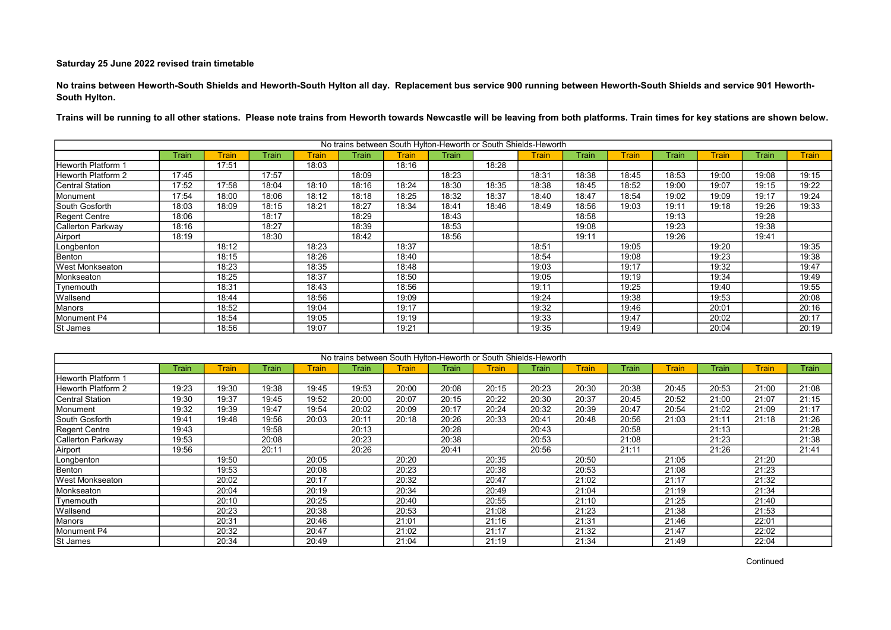**Saturday 25 June 2022 revised train timetable**

**No trains between Heworth-South Shields and Heworth-South Hylton all day. Replacement bus service 900 running between Heworth-South Shields and service 901 Heworth-South Hylton.**

**Trains will be running to all other stations. Please note trains from Heworth towards Newcastle will be leaving from both platforms. Train times for key stations are shown below.**

| No trains between South Hylton-Heworth or South Shields-Heworth | | | | | | | | | | | | | | | |
|---|---|---|---|---|---|---|---|---|---|---|---|---|---|---|---|
| | Train | Train | Train | Train | Train | Train | Train | | Train | Train | Train | Train | Train | Train | Train |
| Heworth Platform 1 | | 17:51 | | 18:03 | | 18:16 | | 18:28 | | | | | | | |
| Heworth Platform 2 | 17:45 | | 17:57 | | 18:09 | | 18:23 | | 18:31 | 18:38 | 18:45 | 18:53 | 19:00 | 19:08 | 19:15 |
| Central Station | 17:52 | 17:58 | 18:04 | 18:10 | 18:16 | 18:24 | 18:30 | 18:35 | 18:38 | 18:45 | 18:52 | 19:00 | 19:07 | 19:15 | 19:22 |
| Monument | 17:54 | 18:00 | 18:06 | 18:12 | 18:18 | 18:25 | 18:32 | 18:37 | 18:40 | 18:47 | 18:54 | 19:02 | 19:09 | 19:17 | 19:24 |
| South Gosforth | 18:03 | 18:09 | 18:15 | 18:21 | 18:27 | 18:34 | 18:41 | 18:46 | 18:49 | 18:56 | 19:03 | 19:11 | 19:18 | 19:26 | 19:33 |
| Regent Centre | 18:06 | | 18:17 | | 18:29 | | 18:43 | | | 18:58 | | 19:13 | | 19:28 | |
| Callerton Parkway | 18:16 | | 18:27 | | 18:39 | | 18:53 | | | 19:08 | | 19:23 | | 19:38 | |
| Airport | 18:19 | | 18:30 | | 18:42 | | 18:56 | | | 19:11 | | 19:26 | | 19:41 | |
| Longbenton | | 18:12 | | 18:23 | | 18:37 | | | 18:51 | | 19:05 | | 19:20 | | 19:35 |
| Benton | | 18:15 | | 18:26 | | 18:40 | | | 18:54 | | 19:08 | | 19:23 | | 19:38 |
| West Monkseaton | | 18:23 | | 18:35 | | 18:48 | | | 19:03 | | 19:17 | | 19:32 | | 19:47 |
| Monkseaton | | 18:25 | | 18:37 | | 18:50 | | | 19:05 | | 19:19 | | 19:34 | | 19:49 |
| Tynemouth | | 18:31 | | 18:43 | | 18:56 | | | 19:11 | | 19:25 | | 19:40 | | 19:55 |
| Wallsend | | 18:44 | | 18:56 | | 19:09 | | | 19:24 | | 19:38 | | 19:53 | | 20:08 |
| Manors | | 18:52 | | 19:04 | | 19:17 | | | 19:32 | | 19:46 | | 20:01 | | 20:16 |
| Monument P4 | | 18:54 | | 19:05 | | 19:19 | | | 19:33 | | 19:47 | | 20:02 | | 20:17 |
| St James | | 18:56 | | 19:07 | | 19:21 | | | 19:35 | | 19:49 | | 20:04 | | 20:19 |

| No trains between South Hylton-Heworth or South Shields-Heworth | | | | | | | | | | | | | | | |
|---|---|---|---|---|---|---|---|---|---|---|---|---|---|---|---|
| | Train | Train | Train | Train | Train | Train | Train | Train | Train | Train | Train | Train | Train | Train | Train |
| Heworth Platform 1 | | | | | | | | | | | | | | | |
| Heworth Platform 2 | 19:23 | 19:30 | 19:38 | 19:45 | 19:53 | 20:00 | 20:08 | 20:15 | 20:23 | 20:30 | 20:38 | 20:45 | 20:53 | 21:00 | 21:08 |
| Central Station | 19:30 | 19:37 | 19:45 | 19:52 | 20:00 | 20:07 | 20:15 | 20:22 | 20:30 | 20:37 | 20:45 | 20:52 | 21:00 | 21:07 | 21:15 |
| Monument | 19:32 | 19:39 | 19:47 | 19:54 | 20:02 | 20:09 | 20:17 | 20:24 | 20:32 | 20:39 | 20:47 | 20:54 | 21:02 | 21:09 | 21:17 |
| South Gosforth | 19:41 | 19:48 | 19:56 | 20:03 | 20:11 | 20:18 | 20:26 | 20:33 | 20:41 | 20:48 | 20:56 | 21:03 | 21:11 | 21:18 | 21:26 |
| Regent Centre | 19:43 | | 19:58 | | 20:13 | | 20:28 | | 20:43 | | 20:58 | | 21:13 | | 21:28 |
| Callerton Parkway | 19:53 | | 20:08 | | 20:23 | | 20:38 | | 20:53 | | 21:08 | | 21:23 | | 21:38 |
| Airport | 19:56 | | 20:11 | | 20:26 | | 20:41 | | 20:56 | | 21:11 | | 21:26 | | 21:41 |
| Longbenton | | 19:50 | | 20:05 | | 20:20 | | 20:35 | | 20:50 | | 21:05 | | 21:20 | |
| Benton | | 19:53 | | 20:08 | | 20:23 | | 20:38 | | 20:53 | | 21:08 | | 21:23 | |
| West Monkseaton | | 20:02 | | 20:17 | | 20:32 | | 20:47 | | 21:02 | | 21:17 | | 21:32 | |
| Monkseaton | | 20:04 | | 20:19 | | 20:34 | | 20:49 | | 21:04 | | 21:19 | | 21:34 | |
| Tynemouth | | 20:10 | | 20:25 | | 20:40 | | 20:55 | | 21:10 | | 21:25 | | 21:40 | |
| Wallsend | | 20:23 | | 20:38 | | 20:53 | | 21:08 | | 21:23 | | 21:38 | | 21:53 | |
| Manors | | 20:31 | | 20:46 | | 21:01 | | 21:16 | | 21:31 | | 21:46 | | 22:01 | |
| Monument P4 | | 20:32 | | 20:47 | | 21:02 | | 21:17 | | 21:32 | | 21:47 | | 22:02 | |
| St James | | 20:34 | | 20:49 | | 21:04 | | 21:19 | | 21:34 | | 21:49 | | 22:04 | |

Continued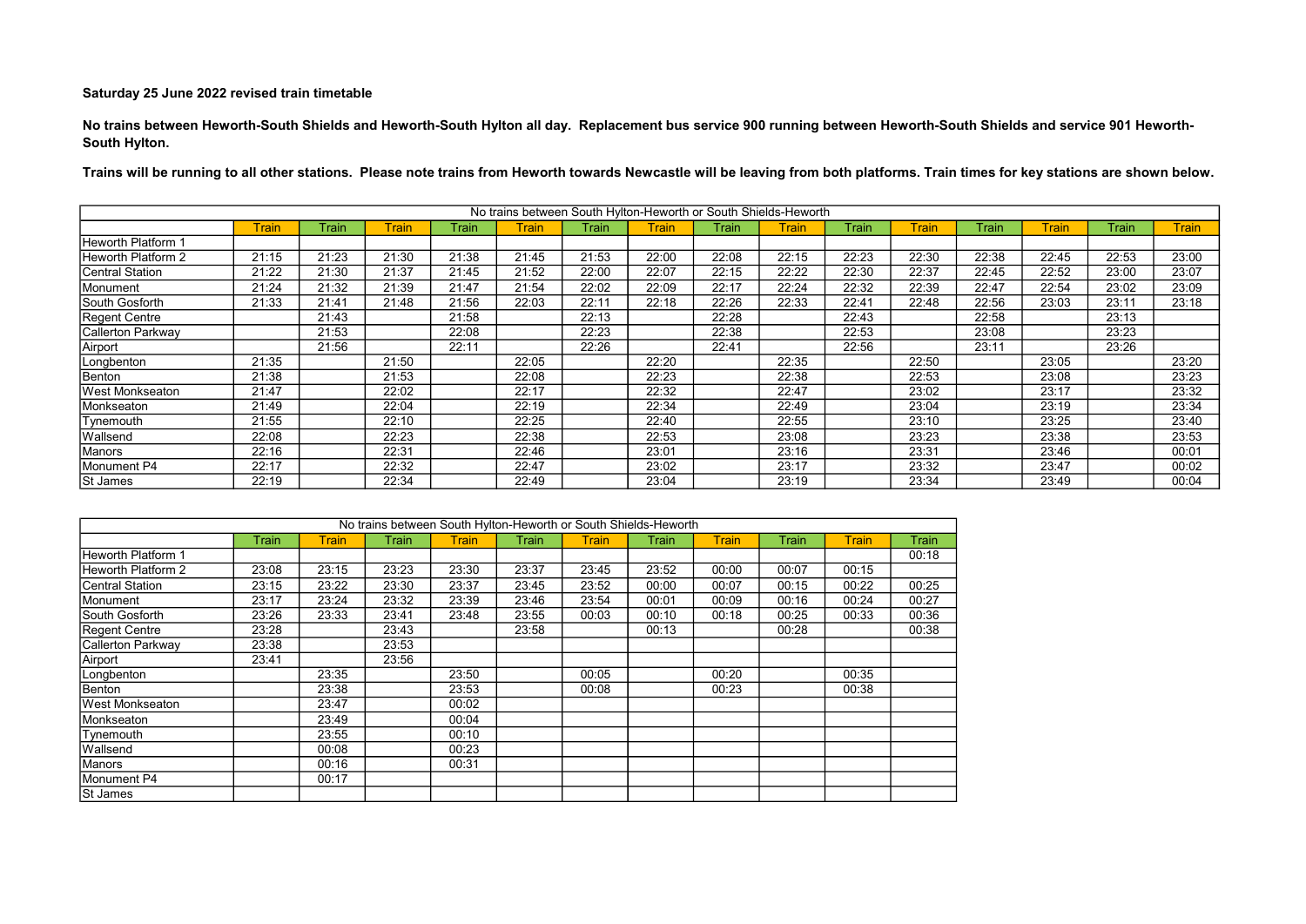**Saturday 25 June 2022 revised train timetable**

**No trains between Heworth-South Shields and Heworth-South Hylton all day. Replacement bus service 900 running between Heworth-South Shields and service 901 Heworth-South Hylton.**

**Trains will be running to all other stations. Please note trains from Heworth towards Newcastle will be leaving from both platforms. Train times for key stations are shown below.**

| No trains between South Hylton-Heworth or South Shields-Heworth | | | | | | | | | | | | | | | |
|---|---|---|---|---|---|---|---|---|---|---|---|---|---|---|---|
| | Train | Train | Train | Train | Train | Train | Train | Train | Train | Train | Train | Train | Train | Train | Train |
| Heworth Platform 1 | | | | | | | | | | | | | | | |
| Heworth Platform 2 | 21:15 | 21:23 | 21:30 | 21:38 | 21:45 | 21:53 | 22:00 | 22:08 | 22:15 | 22:23 | 22:30 | 22:38 | 22:45 | 22:53 | 23:00 |
| Central Station | 21:22 | 21:30 | 21:37 | 21:45 | 21:52 | 22:00 | 22:07 | 22:15 | 22:22 | 22:30 | 22:37 | 22:45 | 22:52 | 23:00 | 23:07 |
| Monument | 21:24 | 21:32 | 21:39 | 21:47 | 21:54 | 22:02 | 22:09 | 22:17 | 22:24 | 22:32 | 22:39 | 22:47 | 22:54 | 23:02 | 23:09 |
| South Gosforth | 21:33 | 21:41 | 21:48 | 21:56 | 22:03 | 22:11 | 22:18 | 22:26 | 22:33 | 22:41 | 22:48 | 22:56 | 23:03 | 23:11 | 23:18 |
| Regent Centre | | 21:43 | | 21:58 | | 22:13 | | 22:28 | | 22:43 | | 22:58 | | 23:13 | |
| Callerton Parkway | | 21:53 | | 22:08 | | 22:23 | | 22:38 | | 22:53 | | 23:08 | | 23:23 | |
| Airport | | 21:56 | | 22:11 | | 22:26 | | 22:41 | | 22:56 | | 23:11 | | 23:26 | |
| Longbenton | 21:35 | | 21:50 | | 22:05 | | 22:20 | | 22:35 | | 22:50 | | 23:05 | | 23:20 |
| Benton | 21:38 | | 21:53 | | 22:08 | | 22:23 | | 22:38 | | 22:53 | | 23:08 | | 23:23 |
| West Monkseaton | 21:47 | | 22:02 | | 22:17 | | 22:32 | | 22:47 | | 23:02 | | 23:17 | | 23:32 |
| Monkseaton | 21:49 | | 22:04 | | 22:19 | | 22:34 | | 22:49 | | 23:04 | | 23:19 | | 23:34 |
| Tynemouth | 21:55 | | 22:10 | | 22:25 | | 22:40 | | 22:55 | | 23:10 | | 23:25 | | 23:40 |
| Wallsend | 22:08 | | 22:23 | | 22:38 | | 22:53 | | 23:08 | | 23:23 | | 23:38 | | 23:53 |
| Manors | 22:16 | | 22:31 | | 22:46 | | 23:01 | | 23:16 | | 23:31 | | 23:46 | | 00:01 |
| Monument P4 | 22:17 | | 22:32 | | 22:47 | | 23:02 | | 23:17 | | 23:32 | | 23:47 | | 00:02 |
| St James | 22:19 | | 22:34 | | 22:49 | | 23:04 | | 23:19 | | 23:34 | | 23:49 | | 00:04 |

| No trains between South Hylton-Heworth or South Shields-Heworth | | | | | | | | | | | |
|---|---|---|---|---|---|---|---|---|---|---|---|
| | Train | Train | Train | Train | Train | Train | Train | Train | Train | Train | Train |
| Heworth Platform 1 | | | | | | | | | | | 00:18 |
| Heworth Platform 2 | 23:08 | 23:15 | 23:23 | 23:30 | 23:37 | 23:45 | 23:52 | 00:00 | 00:07 | 00:15 | |
| Central Station | 23:15 | 23:22 | 23:30 | 23:37 | 23:45 | 23:52 | 00:00 | 00:07 | 00:15 | 00:22 | 00:25 |
| Monument | 23:17 | 23:24 | 23:32 | 23:39 | 23:46 | 23:54 | 00:01 | 00:09 | 00:16 | 00:24 | 00:27 |
| South Gosforth | 23:26 | 23:33 | 23:41 | 23:48 | 23:55 | 00:03 | 00:10 | 00:18 | 00:25 | 00:33 | 00:36 |
| Regent Centre | 23:28 | | 23:43 | | 23:58 | | 00:13 | | 00:28 | | 00:38 |
| Callerton Parkway | 23:38 | | 23:53 | | | | | | | | |
| Airport | 23:41 | | 23:56 | | | | | | | | |
| Longbenton | | 23:35 | | 23:50 | | 00:05 | | 00:20 | | 00:35 | |
| Benton | | 23:38 | | 23:53 | | 00:08 | | 00:23 | | 00:38 | |
| West Monkseaton | | 23:47 | | 00:02 | | | | | | | |
| Monkseaton | | 23:49 | | 00:04 | | | | | | | |
| Tynemouth | | 23:55 | | 00:10 | | | | | | | |
| Wallsend | | 00:08 | | 00:23 | | | | | | | |
| Manors | | 00:16 | | 00:31 | | | | | | | |
| Monument P4 | | 00:17 | | | | | | | | | |
| St James | | | | | | | | | | | |